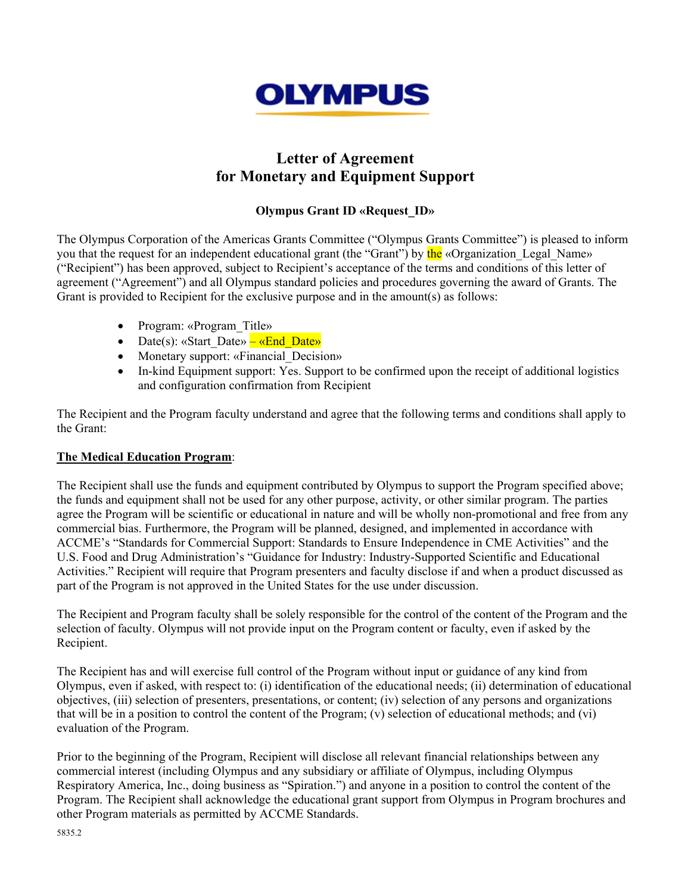# OLYMPUS

## Letter of Agreement
## for Monetary and Equipment Support

**Olympus Grant ID «Request_ID»**

The Olympus Corporation of the Americas Grants Committee ("Olympus Grants Committee") is pleased to inform you that the request for an independent educational grant (the "Grant") by the «Organization_Legal_Name» ("Recipient") has been approved, subject to Recipient's acceptance of the terms and conditions of this letter of agreement ("Agreement") and all Olympus standard policies and procedures governing the award of Grants. The Grant is provided to Recipient for the exclusive purpose and in the amount(s) as follows:

- Program: «Program_Title»
- Date(s): «Start_Date» – «End_Date»
- Monetary support: «Financial_Decision»
- In-kind Equipment support: Yes. Support to be confirmed upon the receipt of additional logistics and configuration confirmation from Recipient

The Recipient and the Program faculty understand and agree that the following terms and conditions shall apply to the Grant:

**The Medical Education Program**:

The Recipient shall use the funds and equipment contributed by Olympus to support the Program specified above; the funds and equipment shall not be used for any other purpose, activity, or other similar program. The parties agree the Program will be scientific or educational in nature and will be wholly non-promotional and free from any commercial bias. Furthermore, the Program will be planned, designed, and implemented in accordance with ACCME's "Standards for Commercial Support: Standards to Ensure Independence in CME Activities" and the U.S. Food and Drug Administration's "Guidance for Industry: Industry-Supported Scientific and Educational Activities." Recipient will require that Program presenters and faculty disclose if and when a product discussed as part of the Program is not approved in the United States for the use under discussion.

The Recipient and Program faculty shall be solely responsible for the control of the content of the Program and the selection of faculty. Olympus will not provide input on the Program content or faculty, even if asked by the Recipient.

The Recipient has and will exercise full control of the Program without input or guidance of any kind from Olympus, even if asked, with respect to: (i) identification of the educational needs; (ii) determination of educational objectives, (iii) selection of presenters, presentations, or content; (iv) selection of any persons and organizations that will be in a position to control the content of the Program; (v) selection of educational methods; and (vi) evaluation of the Program.

Prior to the beginning of the Program, Recipient will disclose all relevant financial relationships between any commercial interest (including Olympus and any subsidiary or affiliate of Olympus, including Olympus Respiratory America, Inc., doing business as "Spiration.") and anyone in a position to control the content of the Program. The Recipient shall acknowledge the educational grant support from Olympus in Program brochures and other Program materials as permitted by ACCME Standards.

5835.2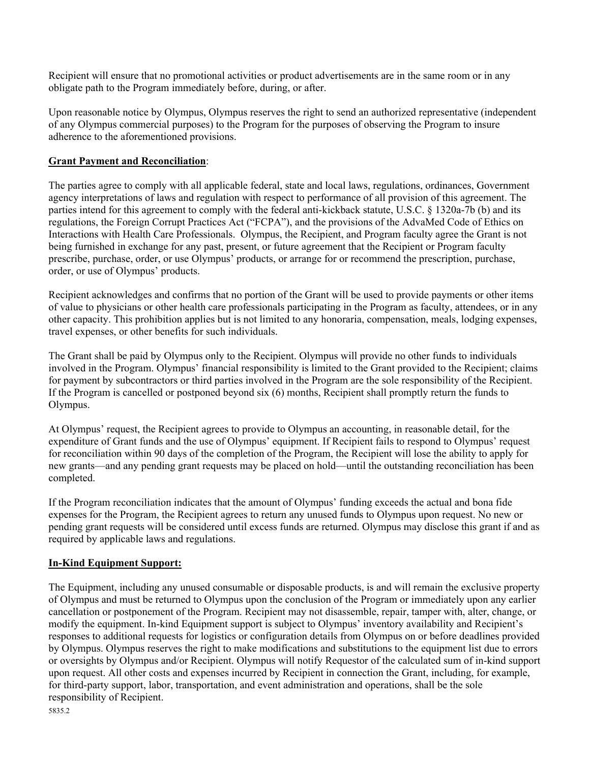Recipient will ensure that no promotional activities or product advertisements are in the same room or in any obligate path to the Program immediately before, during, or after.

Upon reasonable notice by Olympus, Olympus reserves the right to send an authorized representative (independent of any Olympus commercial purposes) to the Program for the purposes of observing the Program to insure adherence to the aforementioned provisions.

**Grant Payment and Reconciliation**:

The parties agree to comply with all applicable federal, state and local laws, regulations, ordinances, Government agency interpretations of laws and regulation with respect to performance of all provision of this agreement. The parties intend for this agreement to comply with the federal anti-kickback statute, U.S.C. § 1320a-7b (b) and its regulations, the Foreign Corrupt Practices Act ("FCPA"), and the provisions of the AdvaMed Code of Ethics on Interactions with Health Care Professionals. Olympus, the Recipient, and Program faculty agree the Grant is not being furnished in exchange for any past, present, or future agreement that the Recipient or Program faculty prescribe, purchase, order, or use Olympus' products, or arrange for or recommend the prescription, purchase, order, or use of Olympus' products.

Recipient acknowledges and confirms that no portion of the Grant will be used to provide payments or other items of value to physicians or other health care professionals participating in the Program as faculty, attendees, or in any other capacity. This prohibition applies but is not limited to any honoraria, compensation, meals, lodging expenses, travel expenses, or other benefits for such individuals.

The Grant shall be paid by Olympus only to the Recipient. Olympus will provide no other funds to individuals involved in the Program. Olympus' financial responsibility is limited to the Grant provided to the Recipient; claims for payment by subcontractors or third parties involved in the Program are the sole responsibility of the Recipient. If the Program is cancelled or postponed beyond six (6) months, Recipient shall promptly return the funds to Olympus.

At Olympus' request, the Recipient agrees to provide to Olympus an accounting, in reasonable detail, for the expenditure of Grant funds and the use of Olympus' equipment. If Recipient fails to respond to Olympus' request for reconciliation within 90 days of the completion of the Program, the Recipient will lose the ability to apply for new grants—and any pending grant requests may be placed on hold—until the outstanding reconciliation has been completed.

If the Program reconciliation indicates that the amount of Olympus' funding exceeds the actual and bona fide expenses for the Program, the Recipient agrees to return any unused funds to Olympus upon request. No new or pending grant requests will be considered until excess funds are returned. Olympus may disclose this grant if and as required by applicable laws and regulations.

**In-Kind Equipment Support:**

The Equipment, including any unused consumable or disposable products, is and will remain the exclusive property of Olympus and must be returned to Olympus upon the conclusion of the Program or immediately upon any earlier cancellation or postponement of the Program. Recipient may not disassemble, repair, tamper with, alter, change, or modify the equipment. In-kind Equipment support is subject to Olympus' inventory availability and Recipient's responses to additional requests for logistics or configuration details from Olympus on or before deadlines provided by Olympus. Olympus reserves the right to make modifications and substitutions to the equipment list due to errors or oversights by Olympus and/or Recipient. Olympus will notify Requestor of the calculated sum of in-kind support upon request. All other costs and expenses incurred by Recipient in connection the Grant, including, for example, for third-party support, labor, transportation, and event administration and operations, shall be the sole responsibility of Recipient.

5835.2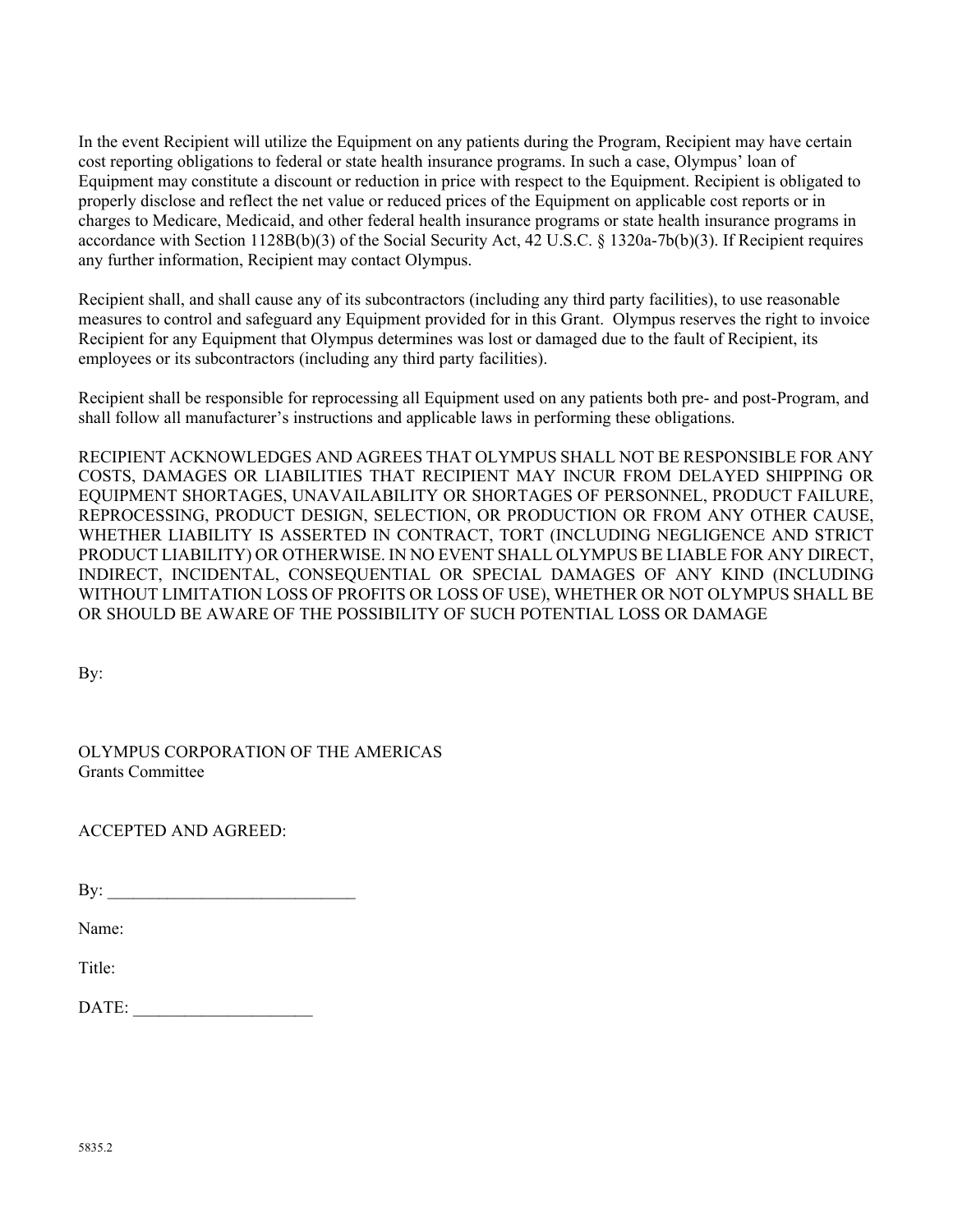In the event Recipient will utilize the Equipment on any patients during the Program, Recipient may have certain cost reporting obligations to federal or state health insurance programs. In such a case, Olympus' loan of Equipment may constitute a discount or reduction in price with respect to the Equipment. Recipient is obligated to properly disclose and reflect the net value or reduced prices of the Equipment on applicable cost reports or in charges to Medicare, Medicaid, and other federal health insurance programs or state health insurance programs in accordance with Section 1128B(b)(3) of the Social Security Act, 42 U.S.C. § 1320a-7b(b)(3). If Recipient requires any further information, Recipient may contact Olympus.

Recipient shall, and shall cause any of its subcontractors (including any third party facilities), to use reasonable measures to control and safeguard any Equipment provided for in this Grant. Olympus reserves the right to invoice Recipient for any Equipment that Olympus determines was lost or damaged due to the fault of Recipient, its employees or its subcontractors (including any third party facilities).

Recipient shall be responsible for reprocessing all Equipment used on any patients both pre- and post-Program, and shall follow all manufacturer's instructions and applicable laws in performing these obligations.

RECIPIENT ACKNOWLEDGES AND AGREES THAT OLYMPUS SHALL NOT BE RESPONSIBLE FOR ANY COSTS, DAMAGES OR LIABILITIES THAT RECIPIENT MAY INCUR FROM DELAYED SHIPPING OR EQUIPMENT SHORTAGES, UNAVAILABILITY OR SHORTAGES OF PERSONNEL, PRODUCT FAILURE, REPROCESSING, PRODUCT DESIGN, SELECTION, OR PRODUCTION OR FROM ANY OTHER CAUSE, WHETHER LIABILITY IS ASSERTED IN CONTRACT, TORT (INCLUDING NEGLIGENCE AND STRICT PRODUCT LIABILITY) OR OTHERWISE. IN NO EVENT SHALL OLYMPUS BE LIABLE FOR ANY DIRECT, INDIRECT, INCIDENTAL, CONSEQUENTIAL OR SPECIAL DAMAGES OF ANY KIND (INCLUDING WITHOUT LIMITATION LOSS OF PROFITS OR LOSS OF USE), WHETHER OR NOT OLYMPUS SHALL BE OR SHOULD BE AWARE OF THE POSSIBILITY OF SUCH POTENTIAL LOSS OR DAMAGE

By:

OLYMPUS CORPORATION OF THE AMERICAS
Grants Committee

ACCEPTED AND AGREED:

By: ____________________________

Name:

Title:

DATE: ____________________

5835.2